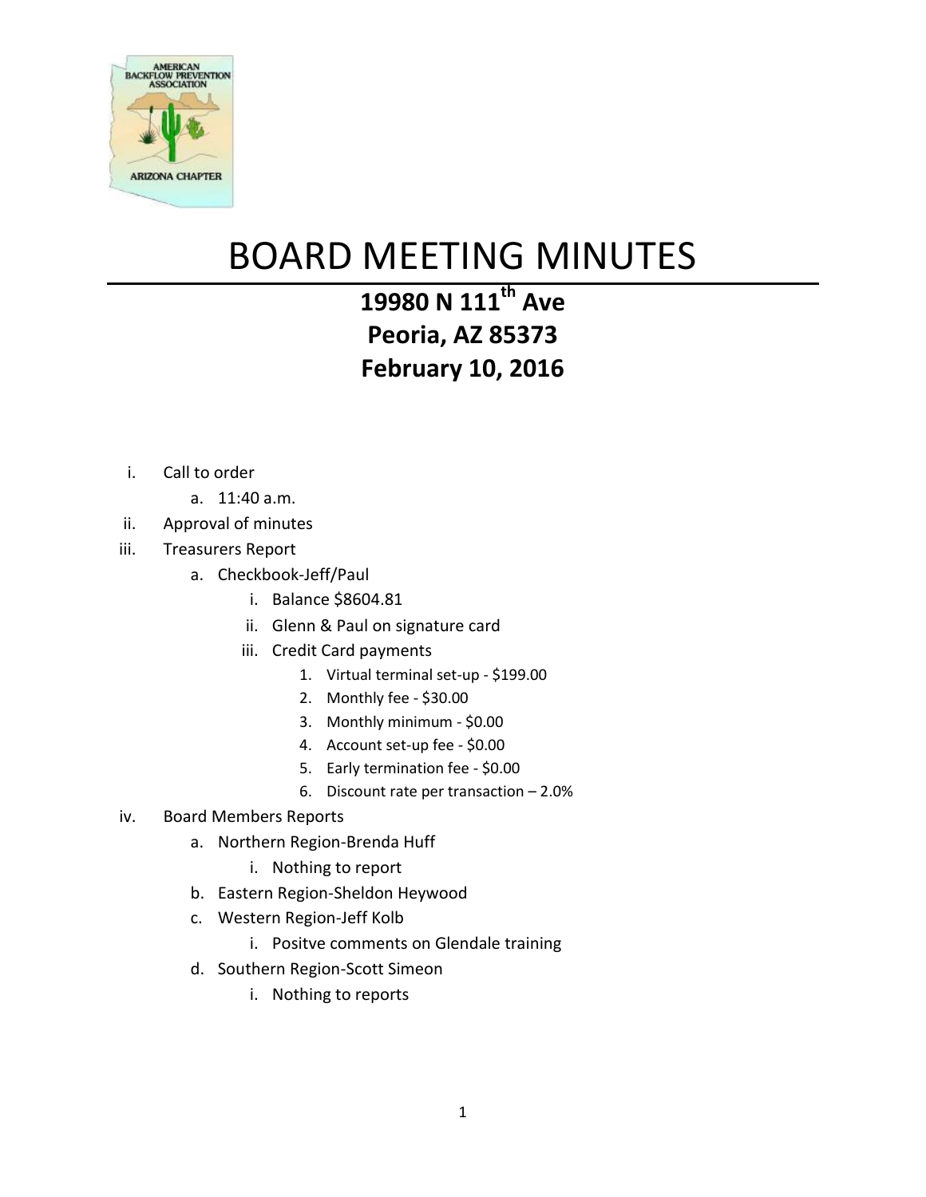# BOARD MEETING MINUTES

**19980 N 111th Ave**
**Peoria, AZ 85373**
**February 10, 2016**

i. Call to order
   a. 11:40 a.m.

ii. Approval of minutes

iii. Treasurers Report
   a. Checkbook-Jeff/Paul
      i. Balance $8604.81
      ii. Glenn & Paul on signature card
      iii. Credit Card payments
         1. Virtual terminal set-up - $199.00
         2. Monthly fee - $30.00
         3. Monthly minimum - $0.00
         4. Account set-up fee - $0.00
         5. Early termination fee - $0.00
         6. Discount rate per transaction – 2.0%

iv. Board Members Reports
   a. Northern Region-Brenda Huff
      i. Nothing to report
   b. Eastern Region-Sheldon Heywood
   c. Western Region-Jeff Kolb
      i. Positve comments on Glendale training
   d. Southern Region-Scott Simeon
      i. Nothing to reports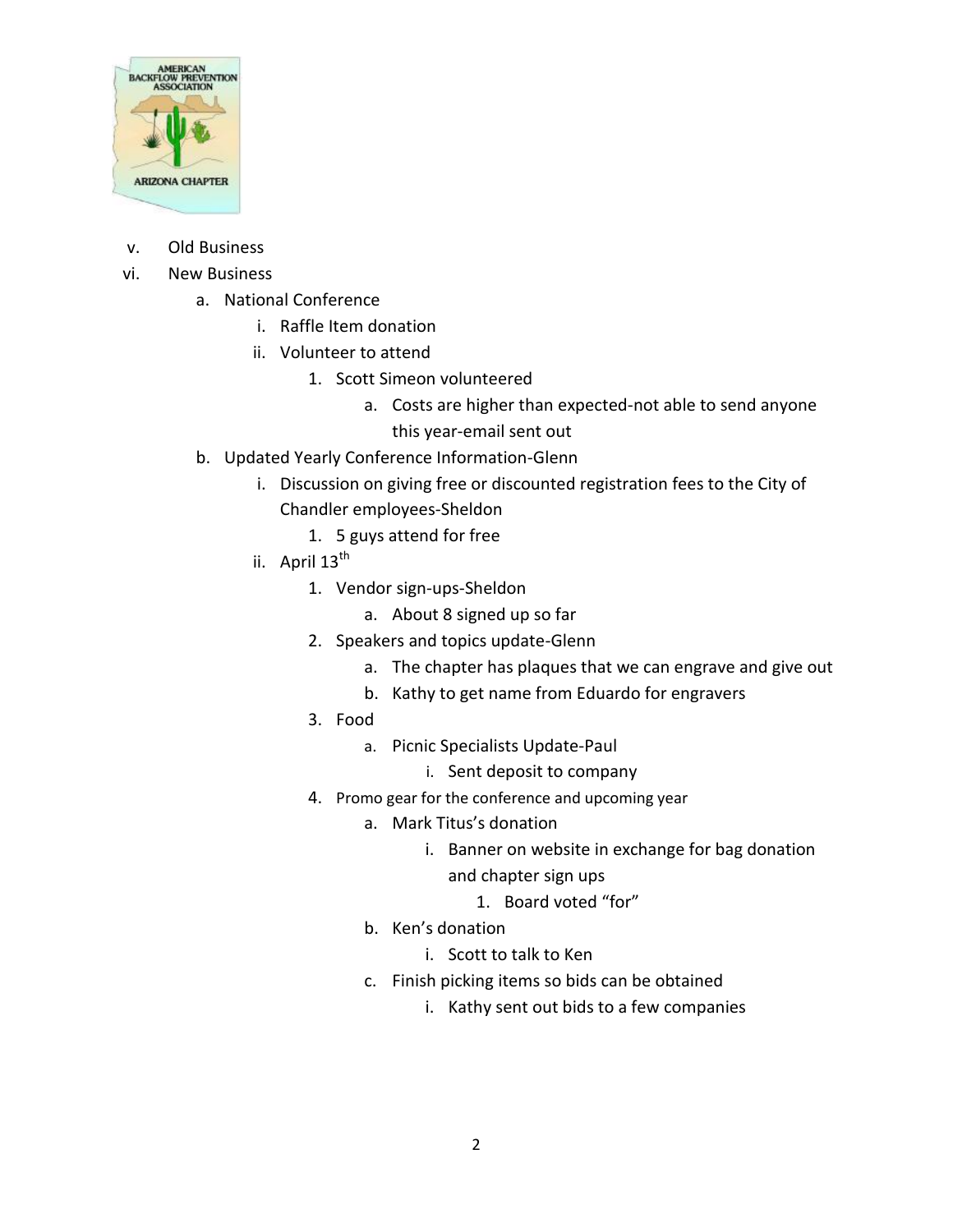v. Old Business

vi. New Business

- a. National Conference
    - i. Raffle Item donation
    - ii. Volunteer to attend
        1. Scott Simeon volunteered
            - a. Costs are higher than expected-not able to send anyone this year-email sent out
- b. Updated Yearly Conference Information-Glenn
    - i. Discussion on giving free or discounted registration fees to the City of Chandler employees-Sheldon
        1. 5 guys attend for free
    - ii. April 13th
        1. Vendor sign-ups-Sheldon
            - a. About 8 signed up so far
        2. Speakers and topics update-Glenn
            - a. The chapter has plaques that we can engrave and give out
            - b. Kathy to get name from Eduardo for engravers
        3. Food
            - a. Picnic Specialists Update-Paul
                - i. Sent deposit to company
        4. Promo gear for the conference and upcoming year
            - a. Mark Titus's donation
                - i. Banner on website in exchange for bag donation and chapter sign ups
                    1. Board voted "for"
            - b. Ken's donation
                - i. Scott to talk to Ken
            - c. Finish picking items so bids can be obtained
                - i. Kathy sent out bids to a few companies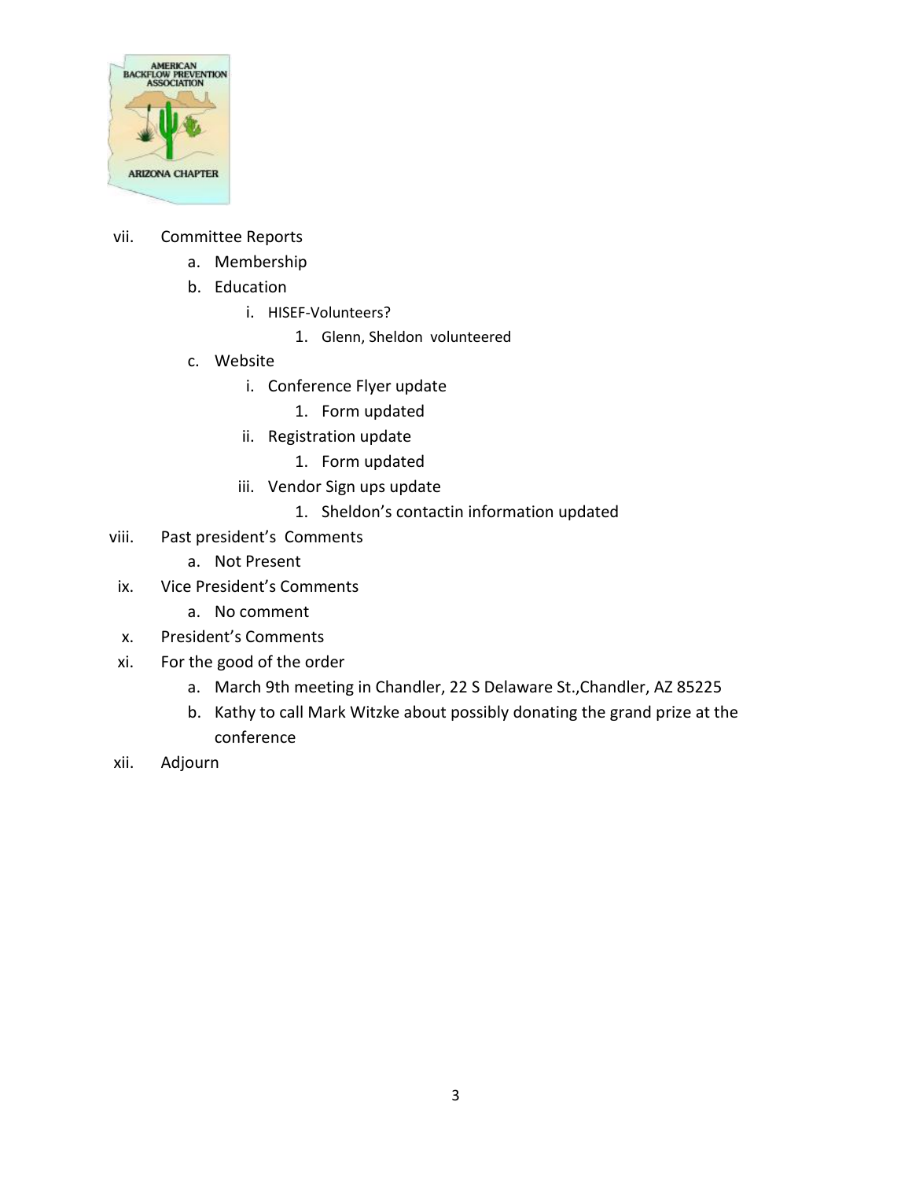vii. Committee Reports
   a. Membership
   b. Education
      i. HISEF-Volunteers?
         1. Glenn, Sheldon volunteered
   c. Website
      i. Conference Flyer update
         1. Form updated
      ii. Registration update
         1. Form updated
      iii. Vendor Sign ups update
         1. Sheldon's contactin information updated

viii. Past president's Comments
   a. Not Present

ix. Vice President's Comments
   a. No comment

x. President's Comments

xi. For the good of the order
   a. March 9th meeting in Chandler, 22 S Delaware St.,Chandler, AZ 85225
   b. Kathy to call Mark Witzke about possibly donating the grand prize at the conference

xii. Adjourn